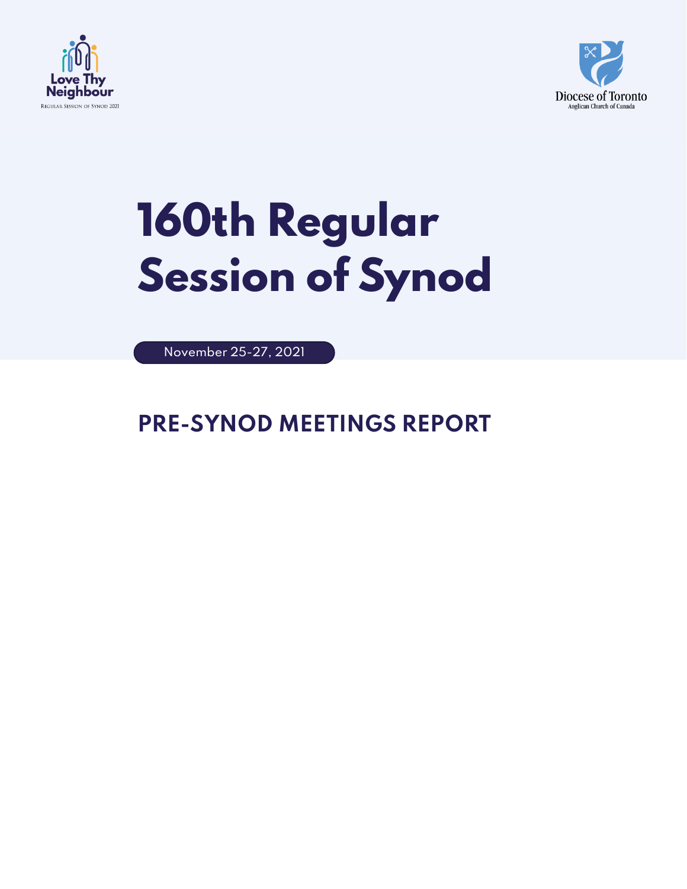Love Thy Neighbour

Regular Session of Synod 2021

Diocese of Toronto

Anglican Church of Canada

# 160th Regular Session of Synod

November 25-27, 2021

## PRE-SYNOD MEETINGS REPORT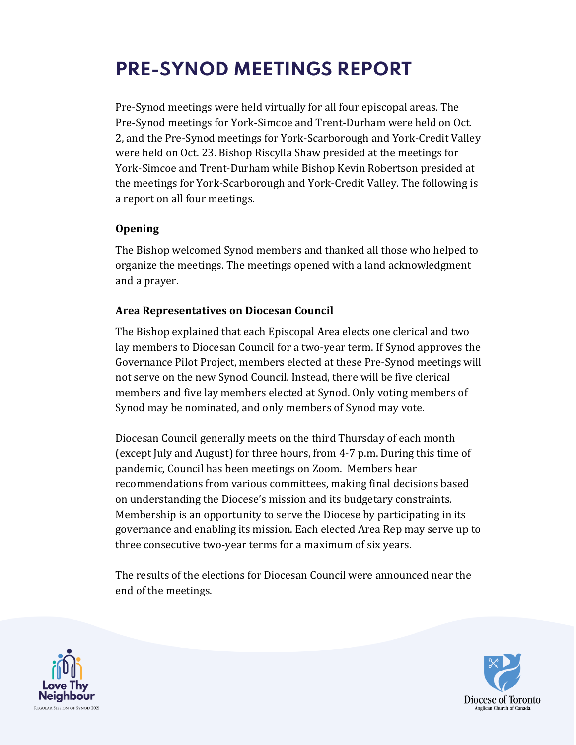# PRE-SYNOD MEETINGS REPORT

Pre-Synod meetings were held virtually for all four episcopal areas. The Pre-Synod meetings for York-Simcoe and Trent-Durham were held on Oct. 2, and the Pre-Synod meetings for York-Scarborough and York-Credit Valley were held on Oct. 23. Bishop Riscylla Shaw presided at the meetings for York-Simcoe and Trent-Durham while Bishop Kevin Robertson presided at the meetings for York-Scarborough and York-Credit Valley. The following is a report on all four meetings.

**Opening**

The Bishop welcomed Synod members and thanked all those who helped to organize the meetings. The meetings opened with a land acknowledgment and a prayer.

**Area Representatives on Diocesan Council**

The Bishop explained that each Episcopal Area elects one clerical and two lay members to Diocesan Council for a two-year term. If Synod approves the Governance Pilot Project, members elected at these Pre-Synod meetings will not serve on the new Synod Council. Instead, there will be five clerical members and five lay members elected at Synod. Only voting members of Synod may be nominated, and only members of Synod may vote.

Diocesan Council generally meets on the third Thursday of each month (except July and August) for three hours, from 4-7 p.m. During this time of pandemic, Council has been meetings on Zoom. Members hear recommendations from various committees, making final decisions based on understanding the Diocese's mission and its budgetary constraints. Membership is an opportunity to serve the Diocese by participating in its governance and enabling its mission. Each elected Area Rep may serve up to three consecutive two-year terms for a maximum of six years.

The results of the elections for Diocesan Council were announced near the end of the meetings.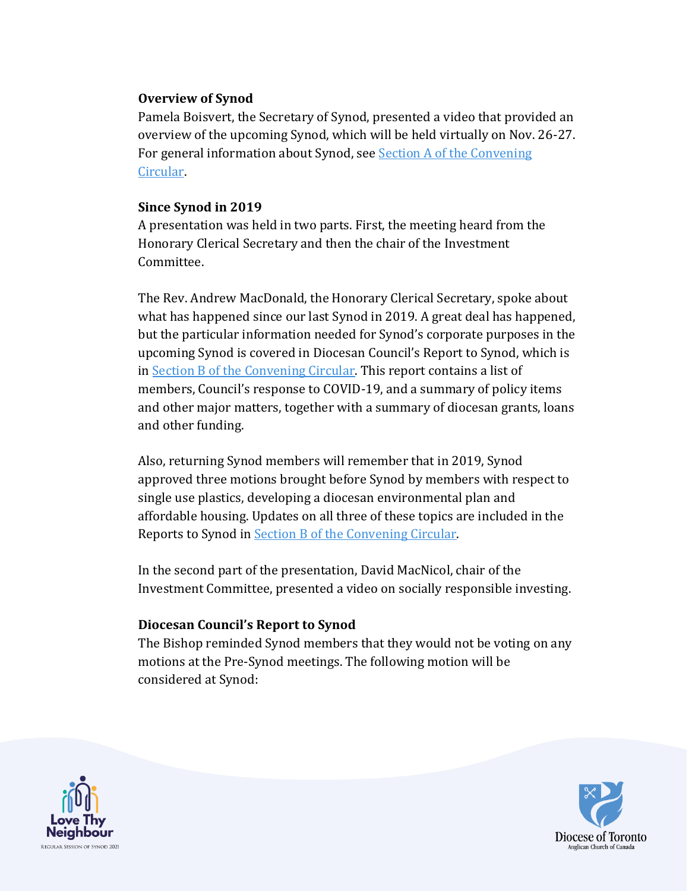**Overview of Synod**
Pamela Boisvert, the Secretary of Synod, presented a video that provided an overview of the upcoming Synod, which will be held virtually on Nov. 26-27. For general information about Synod, see Section A of the Convening Circular.

**Since Synod in 2019**
A presentation was held in two parts. First, the meeting heard from the Honorary Clerical Secretary and then the chair of the Investment Committee.

The Rev. Andrew MacDonald, the Honorary Clerical Secretary, spoke about what has happened since our last Synod in 2019. A great deal has happened, but the particular information needed for Synod's corporate purposes in the upcoming Synod is covered in Diocesan Council's Report to Synod, which is in Section B of the Convening Circular. This report contains a list of members, Council's response to COVID-19, and a summary of policy items and other major matters, together with a summary of diocesan grants, loans and other funding.

Also, returning Synod members will remember that in 2019, Synod approved three motions brought before Synod by members with respect to single use plastics, developing a diocesan environmental plan and affordable housing. Updates on all three of these topics are included in the Reports to Synod in Section B of the Convening Circular.

In the second part of the presentation, David MacNicol, chair of the Investment Committee, presented a video on socially responsible investing.

**Diocesan Council's Report to Synod**
The Bishop reminded Synod members that they would not be voting on any motions at the Pre-Synod meetings. The following motion will be considered at Synod: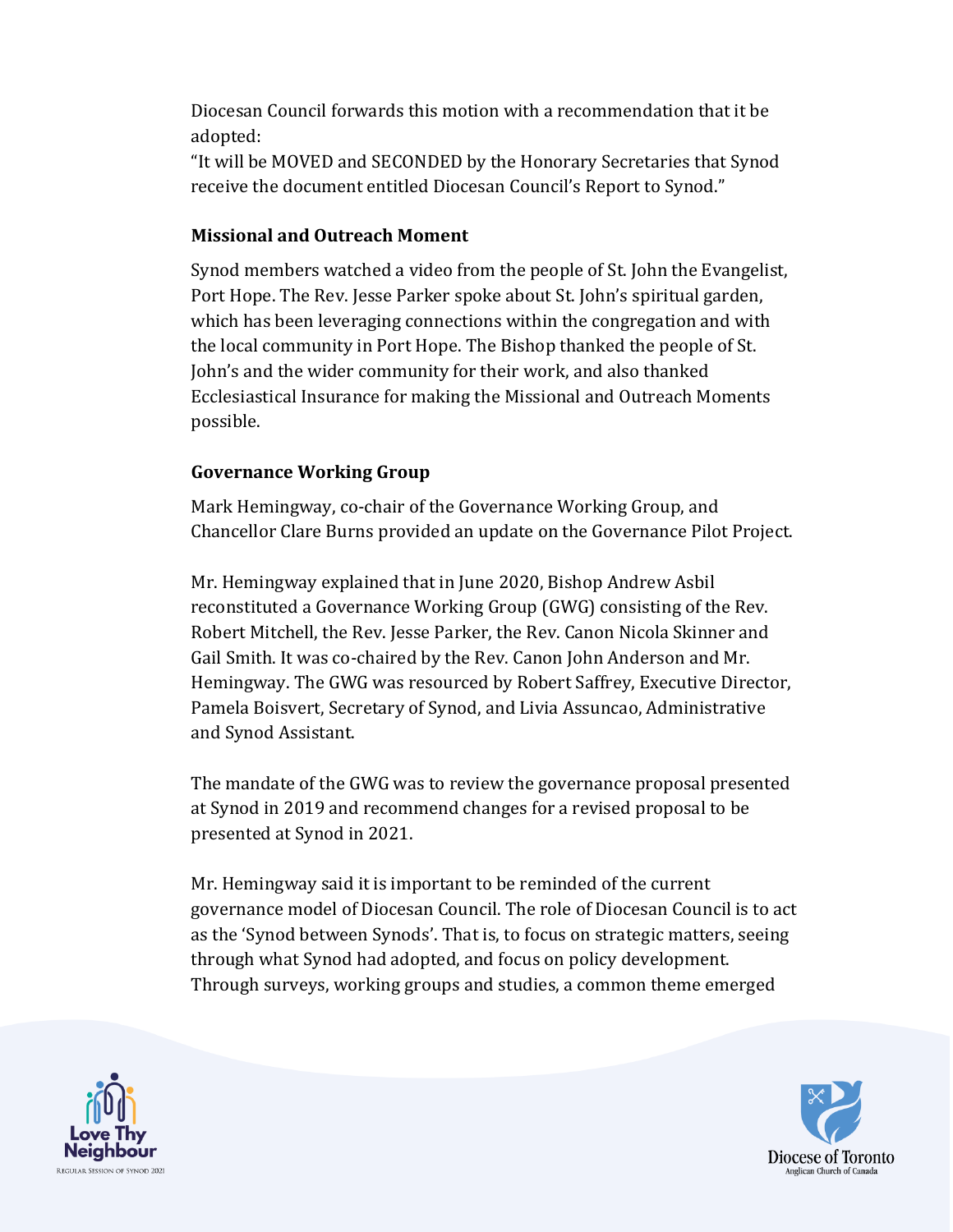Diocesan Council forwards this motion with a recommendation that it be adopted:
"It will be MOVED and SECONDED by the Honorary Secretaries that Synod receive the document entitled Diocesan Council's Report to Synod."

**Missional and Outreach Moment**

Synod members watched a video from the people of St. John the Evangelist, Port Hope. The Rev. Jesse Parker spoke about St. John's spiritual garden, which has been leveraging connections within the congregation and with the local community in Port Hope. The Bishop thanked the people of St. John's and the wider community for their work, and also thanked Ecclesiastical Insurance for making the Missional and Outreach Moments possible.

**Governance Working Group**

Mark Hemingway, co-chair of the Governance Working Group, and Chancellor Clare Burns provided an update on the Governance Pilot Project.

Mr. Hemingway explained that in June 2020, Bishop Andrew Asbil reconstituted a Governance Working Group (GWG) consisting of the Rev. Robert Mitchell, the Rev. Jesse Parker, the Rev. Canon Nicola Skinner and Gail Smith. It was co-chaired by the Rev. Canon John Anderson and Mr. Hemingway. The GWG was resourced by Robert Saffrey, Executive Director, Pamela Boisvert, Secretary of Synod, and Livia Assuncao, Administrative and Synod Assistant.

The mandate of the GWG was to review the governance proposal presented at Synod in 2019 and recommend changes for a revised proposal to be presented at Synod in 2021.

Mr. Hemingway said it is important to be reminded of the current governance model of Diocesan Council. The role of Diocesan Council is to act as the 'Synod between Synods'. That is, to focus on strategic matters, seeing through what Synod had adopted, and focus on policy development. Through surveys, working groups and studies, a common theme emerged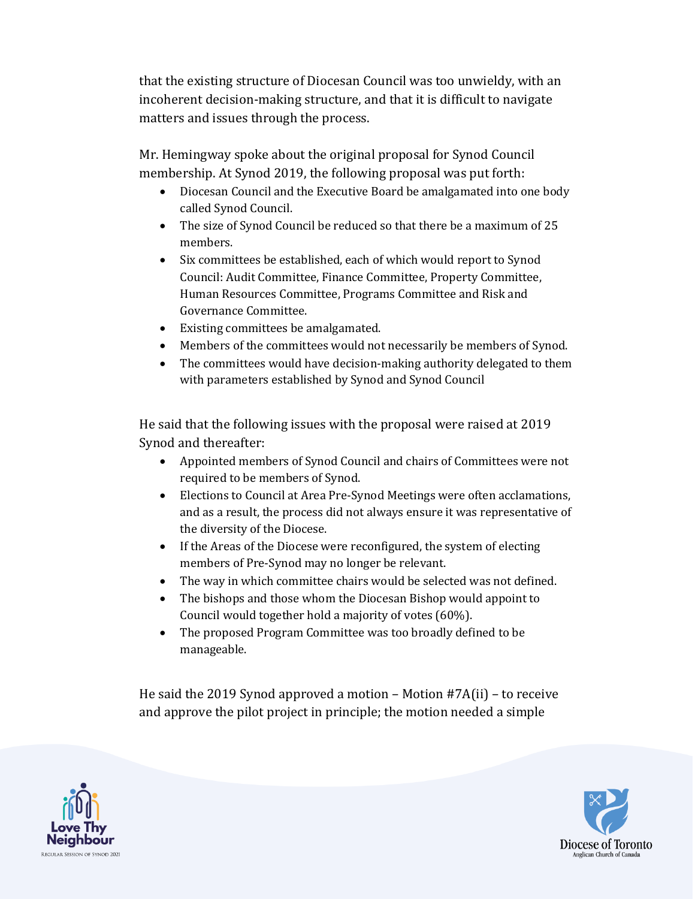that the existing structure of Diocesan Council was too unwieldy, with an incoherent decision-making structure, and that it is difficult to navigate matters and issues through the process.

Mr. Hemingway spoke about the original proposal for Synod Council membership. At Synod 2019, the following proposal was put forth:

- Diocesan Council and the Executive Board be amalgamated into one body called Synod Council.
- The size of Synod Council be reduced so that there be a maximum of 25 members.
- Six committees be established, each of which would report to Synod Council: Audit Committee, Finance Committee, Property Committee, Human Resources Committee, Programs Committee and Risk and Governance Committee.
- Existing committees be amalgamated.
- Members of the committees would not necessarily be members of Synod.
- The committees would have decision-making authority delegated to them with parameters established by Synod and Synod Council

He said that the following issues with the proposal were raised at 2019 Synod and thereafter:

- Appointed members of Synod Council and chairs of Committees were not required to be members of Synod.
- Elections to Council at Area Pre-Synod Meetings were often acclamations, and as a result, the process did not always ensure it was representative of the diversity of the Diocese.
- If the Areas of the Diocese were reconfigured, the system of electing members of Pre-Synod may no longer be relevant.
- The way in which committee chairs would be selected was not defined.
- The bishops and those whom the Diocesan Bishop would appoint to Council would together hold a majority of votes (60%).
- The proposed Program Committee was too broadly defined to be manageable.

He said the 2019 Synod approved a motion – Motion #7A(ii) – to receive and approve the pilot project in principle; the motion needed a simple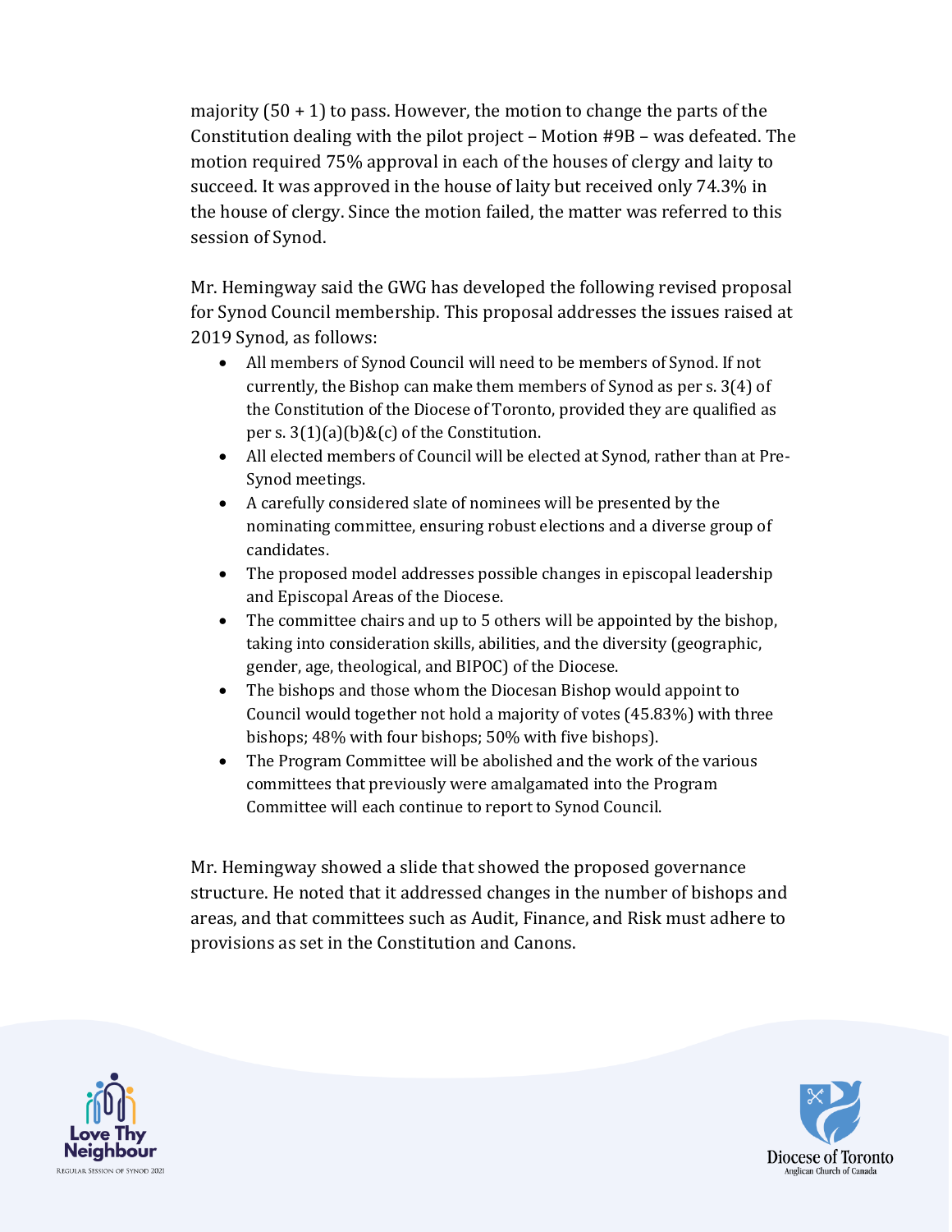majority (50 + 1) to pass. However, the motion to change the parts of the Constitution dealing with the pilot project – Motion #9B – was defeated. The motion required 75% approval in each of the houses of clergy and laity to succeed. It was approved in the house of laity but received only 74.3% in the house of clergy. Since the motion failed, the matter was referred to this session of Synod.

Mr. Hemingway said the GWG has developed the following revised proposal for Synod Council membership. This proposal addresses the issues raised at 2019 Synod, as follows:

- All members of Synod Council will need to be members of Synod. If not currently, the Bishop can make them members of Synod as per s. 3(4) of the Constitution of the Diocese of Toronto, provided they are qualified as per s. 3(1)(a)(b)&(c) of the Constitution.
- All elected members of Council will be elected at Synod, rather than at Pre-Synod meetings.
- A carefully considered slate of nominees will be presented by the nominating committee, ensuring robust elections and a diverse group of candidates.
- The proposed model addresses possible changes in episcopal leadership and Episcopal Areas of the Diocese.
- The committee chairs and up to 5 others will be appointed by the bishop, taking into consideration skills, abilities, and the diversity (geographic, gender, age, theological, and BIPOC) of the Diocese.
- The bishops and those whom the Diocesan Bishop would appoint to Council would together not hold a majority of votes (45.83%) with three bishops; 48% with four bishops; 50% with five bishops).
- The Program Committee will be abolished and the work of the various committees that previously were amalgamated into the Program Committee will each continue to report to Synod Council.

Mr. Hemingway showed a slide that showed the proposed governance structure. He noted that it addressed changes in the number of bishops and areas, and that committees such as Audit, Finance, and Risk must adhere to provisions as set in the Constitution and Canons.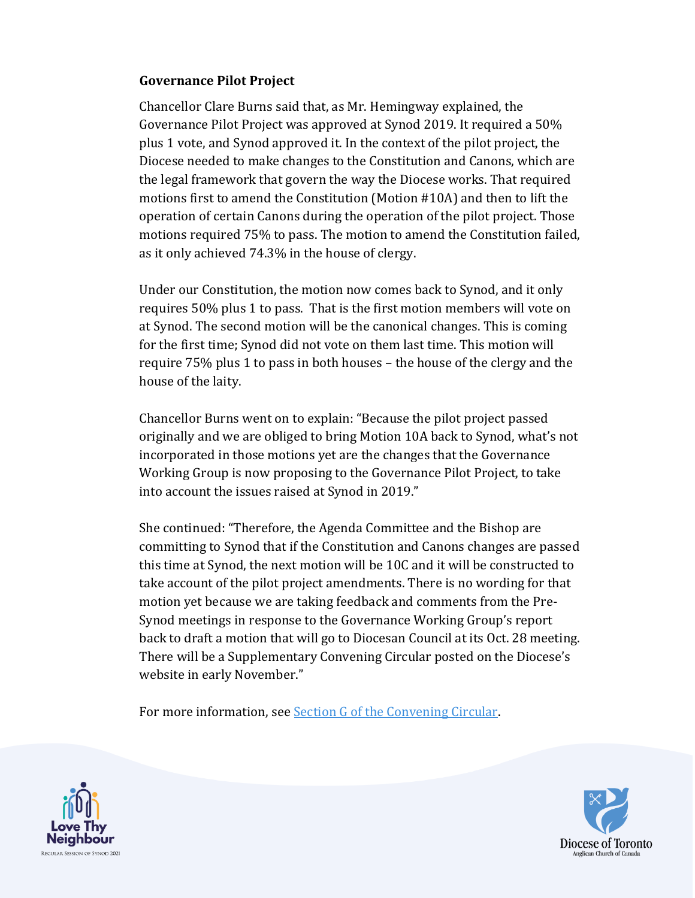**Governance Pilot Project**

Chancellor Clare Burns said that, as Mr. Hemingway explained, the Governance Pilot Project was approved at Synod 2019. It required a 50% plus 1 vote, and Synod approved it. In the context of the pilot project, the Diocese needed to make changes to the Constitution and Canons, which are the legal framework that govern the way the Diocese works. That required motions first to amend the Constitution (Motion #10A) and then to lift the operation of certain Canons during the operation of the pilot project. Those motions required 75% to pass. The motion to amend the Constitution failed, as it only achieved 74.3% in the house of clergy.

Under our Constitution, the motion now comes back to Synod, and it only requires 50% plus 1 to pass. That is the first motion members will vote on at Synod. The second motion will be the canonical changes. This is coming for the first time; Synod did not vote on them last time. This motion will require 75% plus 1 to pass in both houses – the house of the clergy and the house of the laity.

Chancellor Burns went on to explain: "Because the pilot project passed originally and we are obliged to bring Motion 10A back to Synod, what's not incorporated in those motions yet are the changes that the Governance Working Group is now proposing to the Governance Pilot Project, to take into account the issues raised at Synod in 2019."

She continued: "Therefore, the Agenda Committee and the Bishop are committing to Synod that if the Constitution and Canons changes are passed this time at Synod, the next motion will be 10C and it will be constructed to take account of the pilot project amendments. There is no wording for that motion yet because we are taking feedback and comments from the Pre-Synod meetings in response to the Governance Working Group's report back to draft a motion that will go to Diocesan Council at its Oct. 28 meeting. There will be a Supplementary Convening Circular posted on the Diocese's website in early November."

For more information, see Section G of the Convening Circular.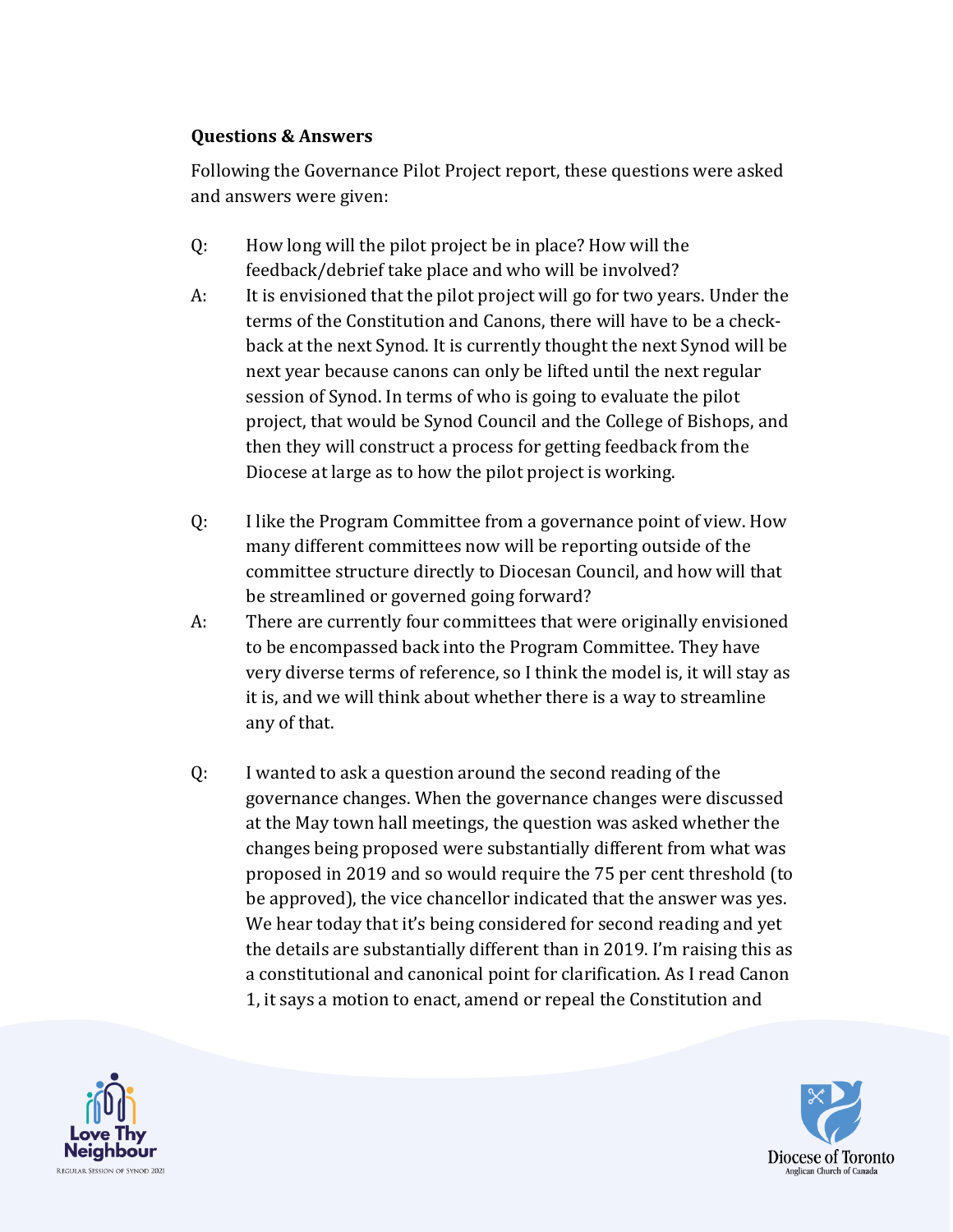**Questions & Answers**

Following the Governance Pilot Project report, these questions were asked and answers were given:

Q: How long will the pilot project be in place? How will the feedback/debrief take place and who will be involved?

A: It is envisioned that the pilot project will go for two years. Under the terms of the Constitution and Canons, there will have to be a check-back at the next Synod. It is currently thought the next Synod will be next year because canons can only be lifted until the next regular session of Synod. In terms of who is going to evaluate the pilot project, that would be Synod Council and the College of Bishops, and then they will construct a process for getting feedback from the Diocese at large as to how the pilot project is working.

Q: I like the Program Committee from a governance point of view. How many different committees now will be reporting outside of the committee structure directly to Diocesan Council, and how will that be streamlined or governed going forward?

A: There are currently four committees that were originally envisioned to be encompassed back into the Program Committee. They have very diverse terms of reference, so I think the model is, it will stay as it is, and we will think about whether there is a way to streamline any of that.

Q: I wanted to ask a question around the second reading of the governance changes. When the governance changes were discussed at the May town hall meetings, the question was asked whether the changes being proposed were substantially different from what was proposed in 2019 and so would require the 75 per cent threshold (to be approved), the vice chancellor indicated that the answer was yes. We hear today that it's being considered for second reading and yet the details are substantially different than in 2019. I'm raising this as a constitutional and canonical point for clarification. As I read Canon 1, it says a motion to enact, amend or repeal the Constitution and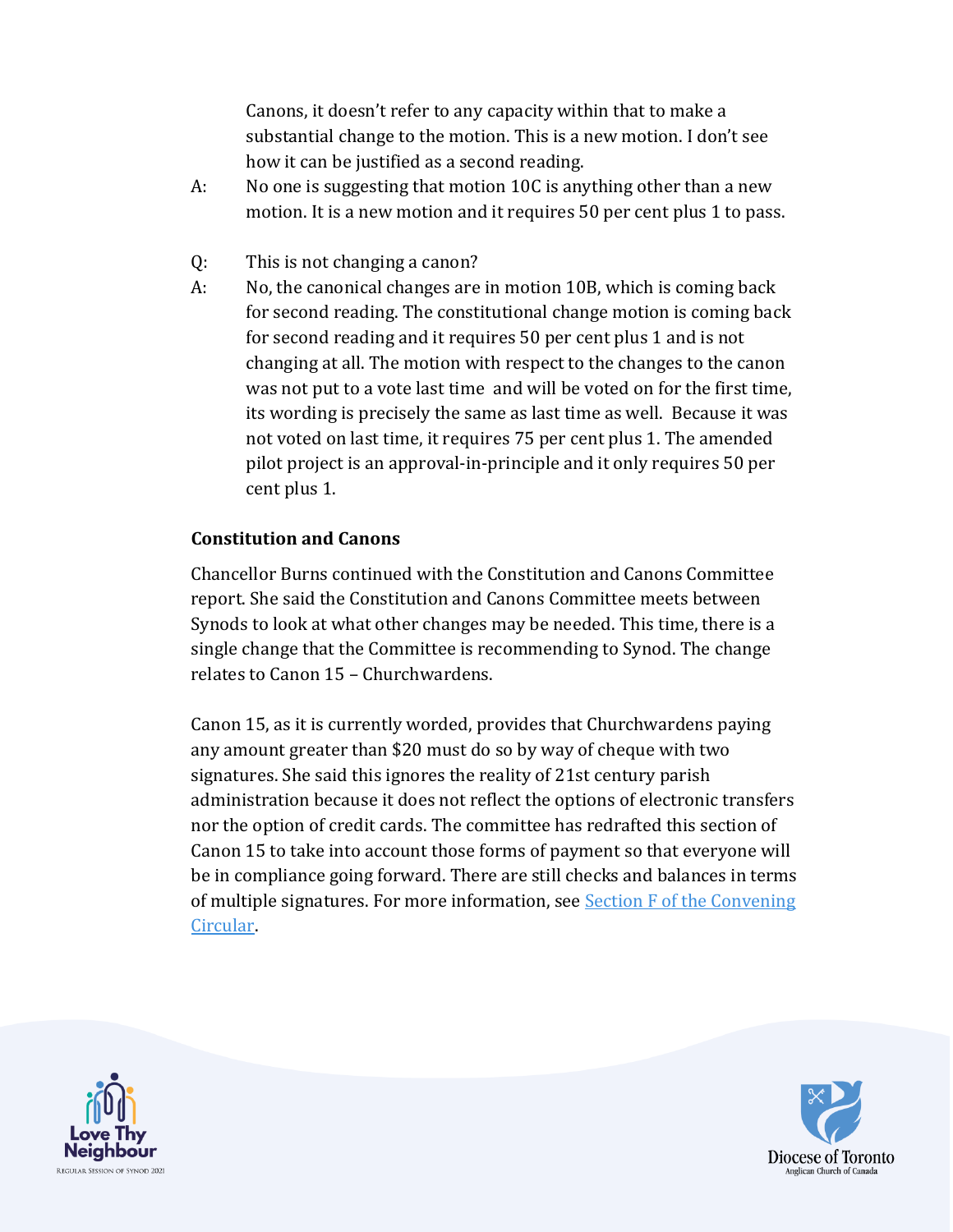Canons, it doesn't refer to any capacity within that to make a substantial change to the motion. This is a new motion. I don't see how it can be justified as a second reading.

A: No one is suggesting that motion 10C is anything other than a new motion. It is a new motion and it requires 50 per cent plus 1 to pass.

Q: This is not changing a canon?

A: No, the canonical changes are in motion 10B, which is coming back for second reading. The constitutional change motion is coming back for second reading and it requires 50 per cent plus 1 and is not changing at all. The motion with respect to the changes to the canon was not put to a vote last time and will be voted on for the first time, its wording is precisely the same as last time as well. Because it was not voted on last time, it requires 75 per cent plus 1. The amended pilot project is an approval-in-principle and it only requires 50 per cent plus 1.

**Constitution and Canons**

Chancellor Burns continued with the Constitution and Canons Committee report. She said the Constitution and Canons Committee meets between Synods to look at what other changes may be needed. This time, there is a single change that the Committee is recommending to Synod. The change relates to Canon 15 – Churchwardens.

Canon 15, as it is currently worded, provides that Churchwardens paying any amount greater than $20 must do so by way of cheque with two signatures. She said this ignores the reality of 21st century parish administration because it does not reflect the options of electronic transfers nor the option of credit cards. The committee has redrafted this section of Canon 15 to take into account those forms of payment so that everyone will be in compliance going forward. There are still checks and balances in terms of multiple signatures. For more information, see Section F of the Convening Circular.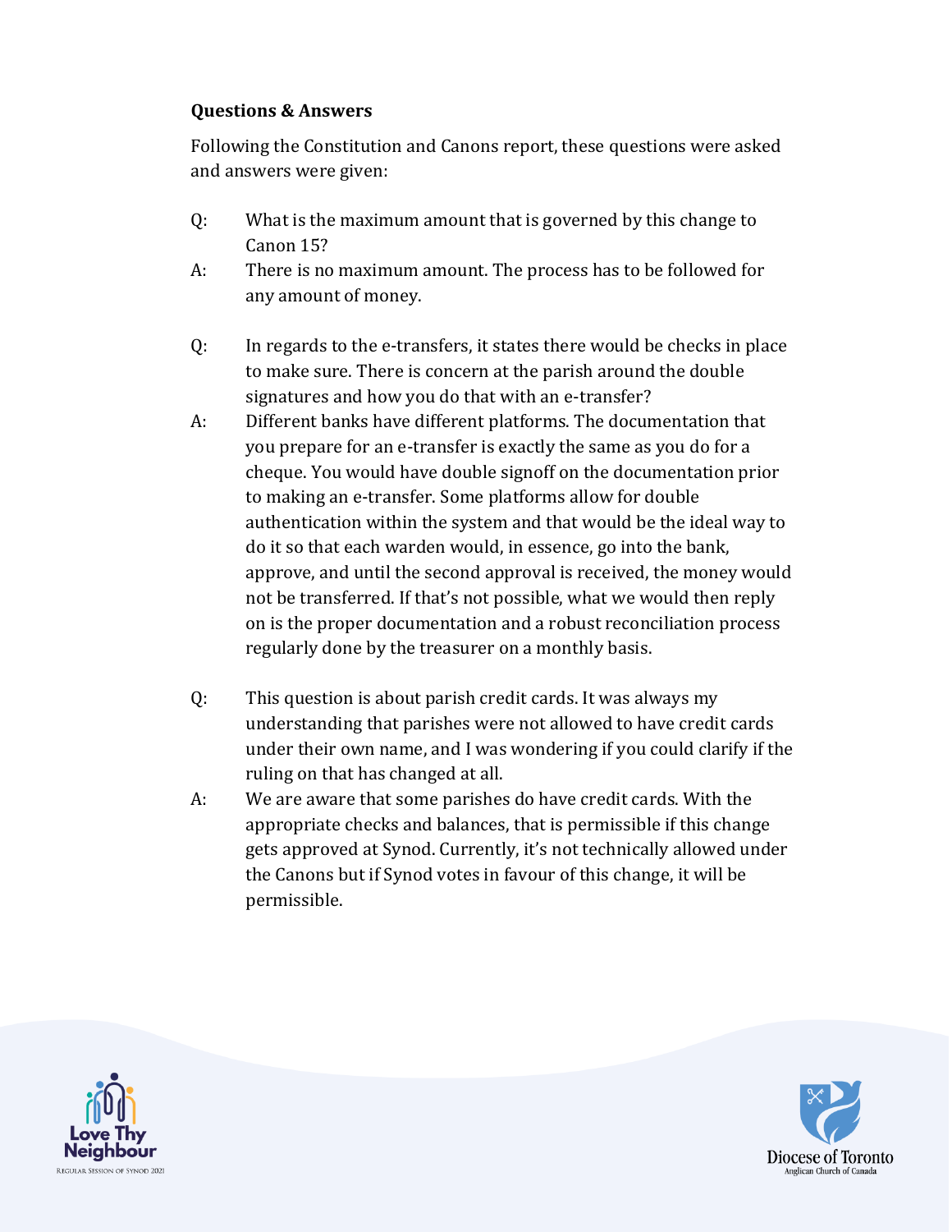**Questions & Answers**

Following the Constitution and Canons report, these questions were asked and answers were given:

Q: What is the maximum amount that is governed by this change to Canon 15?

A: There is no maximum amount. The process has to be followed for any amount of money.

Q: In regards to the e-transfers, it states there would be checks in place to make sure. There is concern at the parish around the double signatures and how you do that with an e-transfer?

A: Different banks have different platforms. The documentation that you prepare for an e-transfer is exactly the same as you do for a cheque. You would have double signoff on the documentation prior to making an e-transfer. Some platforms allow for double authentication within the system and that would be the ideal way to do it so that each warden would, in essence, go into the bank, approve, and until the second approval is received, the money would not be transferred. If that's not possible, what we would then reply on is the proper documentation and a robust reconciliation process regularly done by the treasurer on a monthly basis.

Q: This question is about parish credit cards. It was always my understanding that parishes were not allowed to have credit cards under their own name, and I was wondering if you could clarify if the ruling on that has changed at all.

A: We are aware that some parishes do have credit cards. With the appropriate checks and balances, that is permissible if this change gets approved at Synod. Currently, it's not technically allowed under the Canons but if Synod votes in favour of this change, it will be permissible.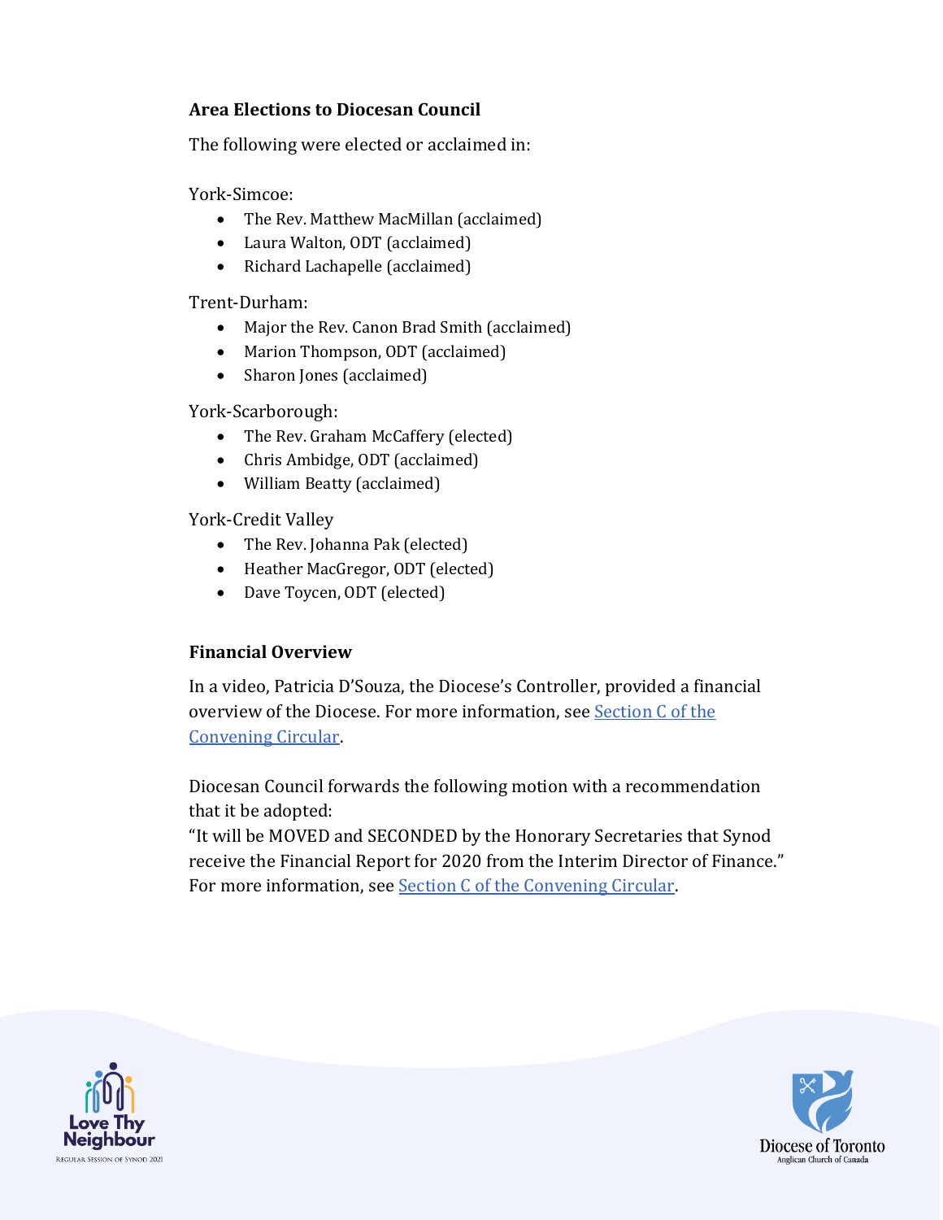### Area Elections to Diocesan Council

The following were elected or acclaimed in:

York-Simcoe:

- The Rev. Matthew MacMillan (acclaimed)
- Laura Walton, ODT (acclaimed)
- Richard Lachapelle (acclaimed)

Trent-Durham:

- Major the Rev. Canon Brad Smith (acclaimed)
- Marion Thompson, ODT (acclaimed)
- Sharon Jones (acclaimed)

York-Scarborough:

- The Rev. Graham McCaffery (elected)
- Chris Ambidge, ODT (acclaimed)
- William Beatty (acclaimed)

York-Credit Valley

- The Rev. Johanna Pak (elected)
- Heather MacGregor, ODT (elected)
- Dave Toycen, ODT (elected)

### Financial Overview

In a video, Patricia D'Souza, the Diocese's Controller, provided a financial overview of the Diocese. For more information, see Section C of the Convening Circular.

Diocesan Council forwards the following motion with a recommendation that it be adopted:
"It will be MOVED and SECONDED by the Honorary Secretaries that Synod receive the Financial Report for 2020 from the Interim Director of Finance." For more information, see Section C of the Convening Circular.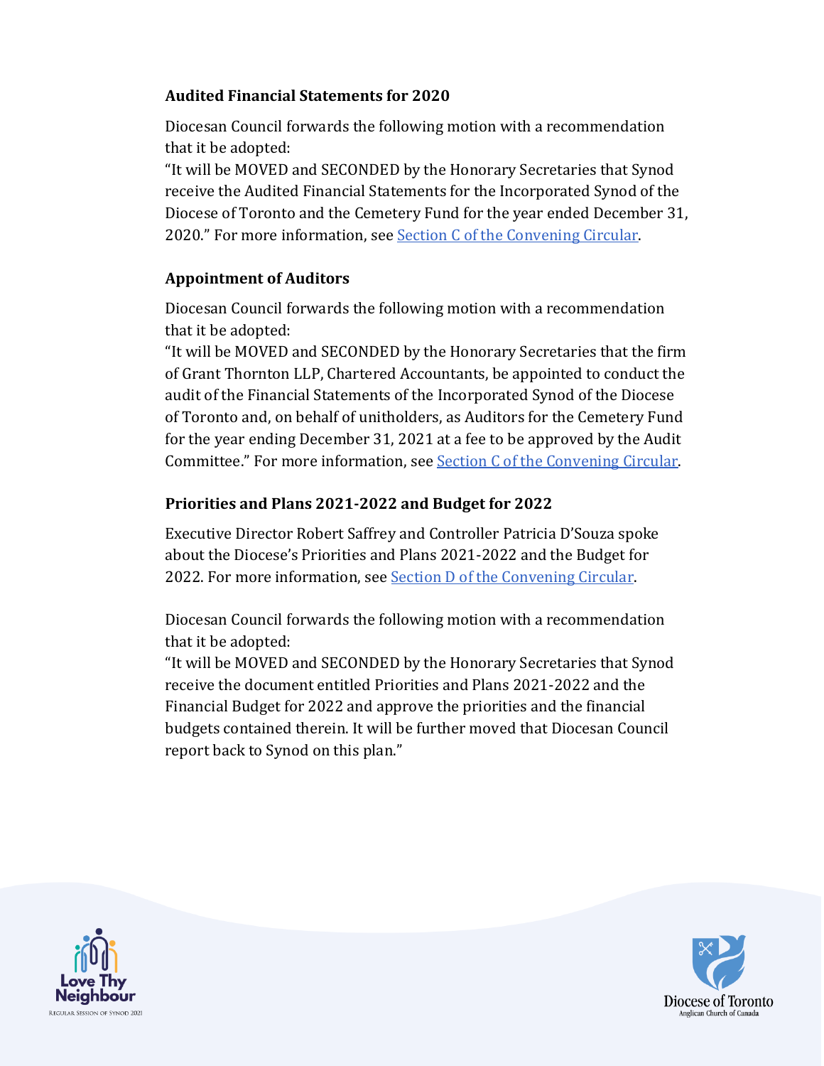### Audited Financial Statements for 2020

Diocesan Council forwards the following motion with a recommendation that it be adopted:
"It will be MOVED and SECONDED by the Honorary Secretaries that Synod receive the Audited Financial Statements for the Incorporated Synod of the Diocese of Toronto and the Cemetery Fund for the year ended December 31, 2020." For more information, see [Section C of the Convening Circular].

### Appointment of Auditors

Diocesan Council forwards the following motion with a recommendation that it be adopted:
"It will be MOVED and SECONDED by the Honorary Secretaries that the firm of Grant Thornton LLP, Chartered Accountants, be appointed to conduct the audit of the Financial Statements of the Incorporated Synod of the Diocese of Toronto and, on behalf of unitholders, as Auditors for the Cemetery Fund for the year ending December 31, 2021 at a fee to be approved by the Audit Committee." For more information, see [Section C of the Convening Circular].

### Priorities and Plans 2021-2022 and Budget for 2022

Executive Director Robert Saffrey and Controller Patricia D'Souza spoke about the Diocese's Priorities and Plans 2021-2022 and the Budget for 2022. For more information, see [Section D of the Convening Circular].

Diocesan Council forwards the following motion with a recommendation that it be adopted:
"It will be MOVED and SECONDED by the Honorary Secretaries that Synod receive the document entitled Priorities and Plans 2021-2022 and the Financial Budget for 2022 and approve the priorities and the financial budgets contained therein. It will be further moved that Diocesan Council report back to Synod on this plan."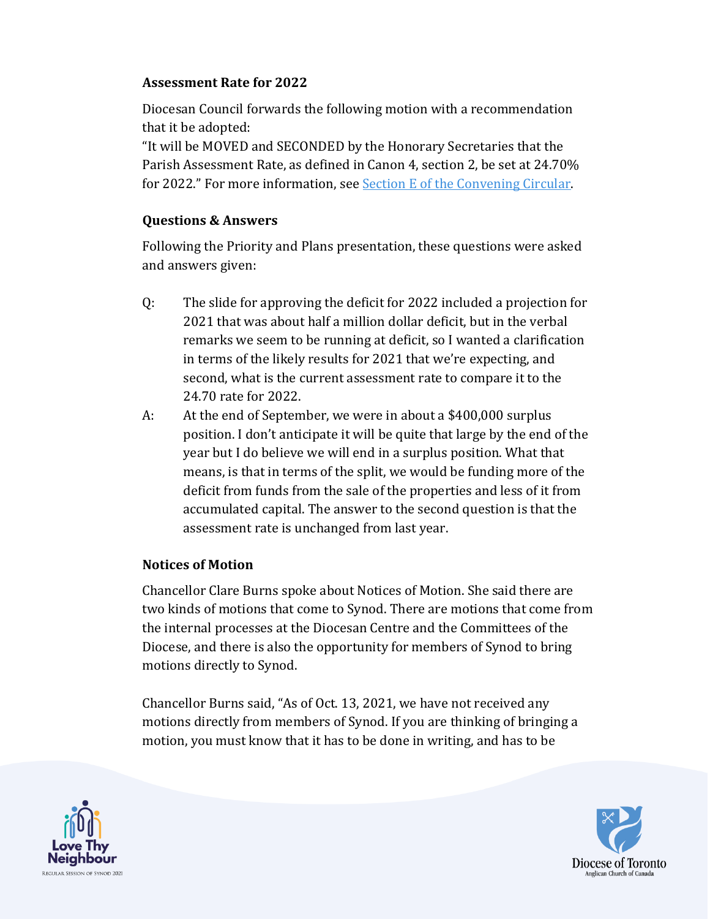**Assessment Rate for 2022**

Diocesan Council forwards the following motion with a recommendation that it be adopted:
"It will be MOVED and SECONDED by the Honorary Secretaries that the Parish Assessment Rate, as defined in Canon 4, section 2, be set at 24.70% for 2022." For more information, see Section E of the Convening Circular.

**Questions & Answers**

Following the Priority and Plans presentation, these questions were asked and answers given:

Q: The slide for approving the deficit for 2022 included a projection for 2021 that was about half a million dollar deficit, but in the verbal remarks we seem to be running at deficit, so I wanted a clarification in terms of the likely results for 2021 that we're expecting, and second, what is the current assessment rate to compare it to the 24.70 rate for 2022.

A: At the end of September, we were in about a $400,000 surplus position. I don't anticipate it will be quite that large by the end of the year but I do believe we will end in a surplus position. What that means, is that in terms of the split, we would be funding more of the deficit from funds from the sale of the properties and less of it from accumulated capital. The answer to the second question is that the assessment rate is unchanged from last year.

**Notices of Motion**

Chancellor Clare Burns spoke about Notices of Motion. She said there are two kinds of motions that come to Synod. There are motions that come from the internal processes at the Diocesan Centre and the Committees of the Diocese, and there is also the opportunity for members of Synod to bring motions directly to Synod.

Chancellor Burns said, "As of Oct. 13, 2021, we have not received any motions directly from members of Synod. If you are thinking of bringing a motion, you must know that it has to be done in writing, and has to be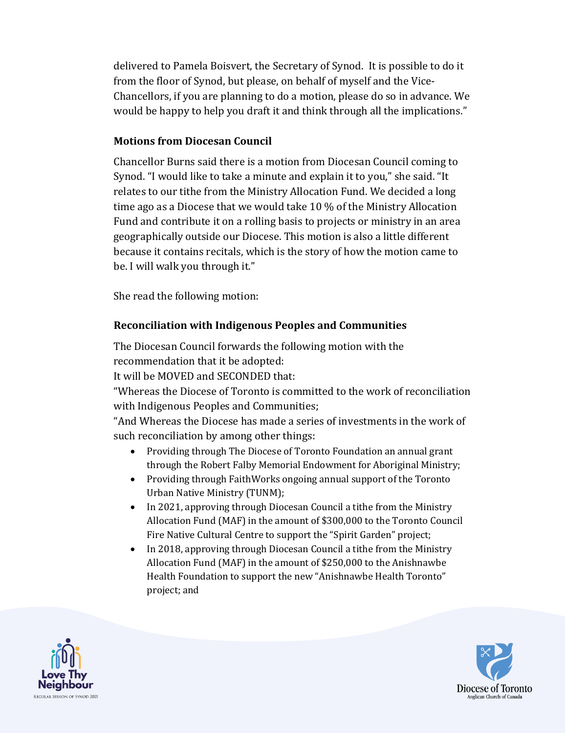delivered to Pamela Boisvert, the Secretary of Synod. It is possible to do it from the floor of Synod, but please, on behalf of myself and the Vice-Chancellors, if you are planning to do a motion, please do so in advance. We would be happy to help you draft it and think through all the implications."

**Motions from Diocesan Council**

Chancellor Burns said there is a motion from Diocesan Council coming to Synod. "I would like to take a minute and explain it to you," she said. "It relates to our tithe from the Ministry Allocation Fund. We decided a long time ago as a Diocese that we would take 10 % of the Ministry Allocation Fund and contribute it on a rolling basis to projects or ministry in an area geographically outside our Diocese. This motion is also a little different because it contains recitals, which is the story of how the motion came to be. I will walk you through it."

She read the following motion:

**Reconciliation with Indigenous Peoples and Communities**

The Diocesan Council forwards the following motion with the recommendation that it be adopted:

It will be MOVED and SECONDED that:

"Whereas the Diocese of Toronto is committed to the work of reconciliation with Indigenous Peoples and Communities;

"And Whereas the Diocese has made a series of investments in the work of such reconciliation by among other things:

- Providing through The Diocese of Toronto Foundation an annual grant through the Robert Falby Memorial Endowment for Aboriginal Ministry;
- Providing through FaithWorks ongoing annual support of the Toronto Urban Native Ministry (TUNM);
- In 2021, approving through Diocesan Council a tithe from the Ministry Allocation Fund (MAF) in the amount of $300,000 to the Toronto Council Fire Native Cultural Centre to support the "Spirit Garden" project;
- In 2018, approving through Diocesan Council a tithe from the Ministry Allocation Fund (MAF) in the amount of $250,000 to the Anishnawbe Health Foundation to support the new "Anishnawbe Health Toronto" project; and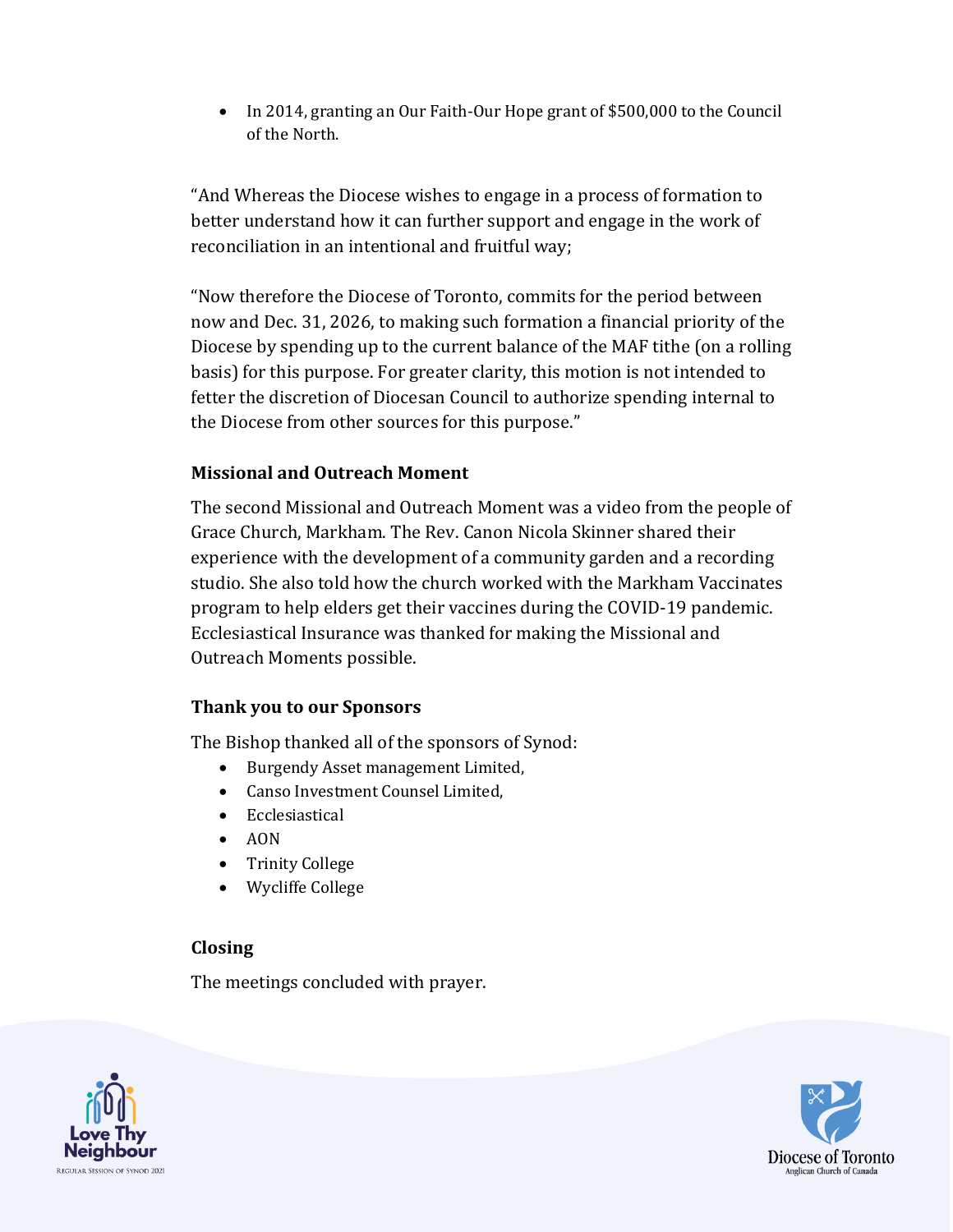- In 2014, granting an Our Faith-Our Hope grant of $500,000 to the Council of the North.

"And Whereas the Diocese wishes to engage in a process of formation to better understand how it can further support and engage in the work of reconciliation in an intentional and fruitful way;

"Now therefore the Diocese of Toronto, commits for the period between now and Dec. 31, 2026, to making such formation a financial priority of the Diocese by spending up to the current balance of the MAF tithe (on a rolling basis) for this purpose. For greater clarity, this motion is not intended to fetter the discretion of Diocesan Council to authorize spending internal to the Diocese from other sources for this purpose."

### Missional and Outreach Moment

The second Missional and Outreach Moment was a video from the people of Grace Church, Markham. The Rev. Canon Nicola Skinner shared their experience with the development of a community garden and a recording studio. She also told how the church worked with the Markham Vaccinates program to help elders get their vaccines during the COVID-19 pandemic. Ecclesiastical Insurance was thanked for making the Missional and Outreach Moments possible.

### Thank you to our Sponsors

The Bishop thanked all of the sponsors of Synod:

- Burgendy Asset management Limited,
- Canso Investment Counsel Limited,
- Ecclesiastical
- AON
- Trinity College
- Wycliffe College

### Closing

The meetings concluded with prayer.